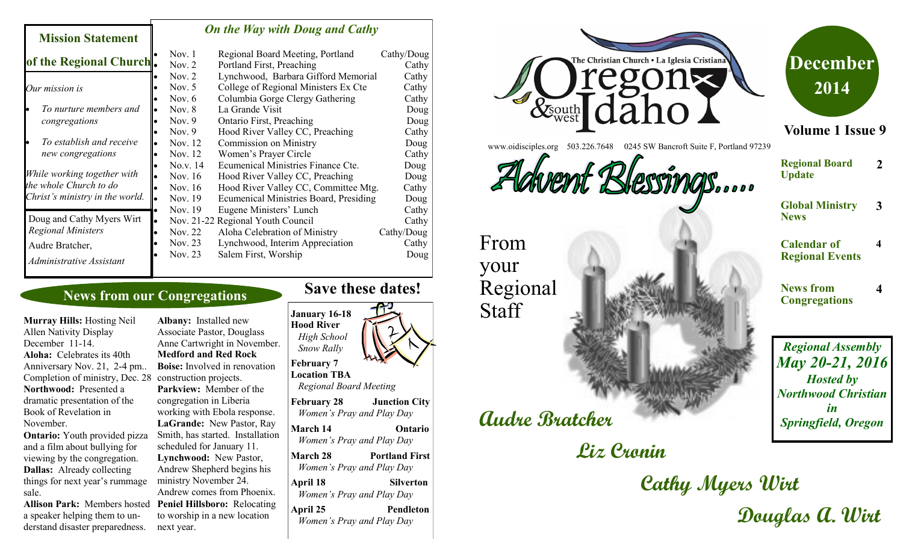# December 2014

**Volume 1 Issue 9**

The Christian Church • La Iglesia Cristiana

Oregon & southwest Idaho

www.oidisciples.org 503.226.7648 0245 SW Bancroft Suite F, Portland 97239

## Advent Blessings.....

From your Regional Staff

**Audre Bratcher**

**Liz Cronin**

**Cathy Myers Wirt**

**Douglas A. Wirt**

| | |
|---|---|
| **Regional Board Update** | 2 |
| **Global Ministry News** | 3 |
| **Calendar of Regional Events** | 4 |
| **News from Congregations** | 4 |

***Regional Assembly May 20-21, 2016 Hosted by Northwood Christian in Springfield, Oregon***

## Mission Statement of the Regional Church

*Our mission is*

- *To nurture members and congregations*
- *To establish and receive new congregations*

*While working together with the whole Church to do Christ's ministry in the world.*

Doug and Cathy Myers Wirt
*Regional Ministers*

Audre Bratcher,
*Administrative Assistant*

## *On the Way with Doug and Cathy*

| Date | Event | Who |
|---|---|---|
| Nov. 1 | Regional Board Meeting, Portland | Cathy/Doug |
| Nov. 2 | Portland First, Preaching | Cathy |
| Nov. 2 | Lynchwood, Barbara Gifford Memorial | Cathy |
| Nov. 5 | College of Regional Ministers Ex Cte | Cathy |
| Nov. 6 | Columbia Gorge Clergy Gathering | Cathy |
| Nov. 8 | La Grande Visit | Doug |
| Nov. 9 | Ontario First, Preaching | Doug |
| Nov. 9 | Hood River Valley CC, Preaching | Cathy |
| Nov. 12 | Commission on Ministry | Doug |
| Nov. 12 | Women's Prayer Circle | Cathy |
| No.v. 14 | Ecumenical Ministries Finance Cte. | Doug |
| Nov. 16 | Hood River Valley CC, Preaching | Doug |
| Nov. 16 | Hood River Valley CC, Committee Mtg. | Cathy |
| Nov. 19 | Ecumenical Ministries Board, Presiding | Doug |
| Nov. 19 | Eugene Ministers' Lunch | Cathy |
| Nov. 21-22 | Regional Youth Council | Cathy |
| Nov. 22 | Aloha Celebration of Ministry | Cathy/Doug |
| Nov. 23 | Lynchwood, Interim Appreciation | Cathy |
| Nov. 23 | Salem First, Worship | Doug |

## News from our Congregations

**Murray Hills:** Hosting Neil Allen Nativity Display December 11-14.

**Aloha:** Celebrates its 40th Anniversary Nov. 21, 2-4 pm.. Completion of ministry, Dec. 28

**Northwood:** Presented a dramatic presentation of the Book of Revelation in November.

**Ontario:** Youth provided pizza and a film about bullying for viewing by the congregation.

**Dallas:** Already collecting things for next year's rummage sale.

**Allison Park:** Members hosted a speaker helping them to understand disaster preparedness.

**Albany:** Installed new Associate Pastor, Douglass Anne Cartwright in November.

**Medford and Red Rock**

**Boise:** Involved in renovation construction projects.

**Parkview:** Member of the congregation in Liberia working with Ebola response.

**LaGrande:** New Pastor, Ray Smith, has started. Installation scheduled for January 11.

**Lynchwood:** New Pastor, Andrew Shepherd begins his ministry November 24. Andrew comes from Phoenix.

**Peniel Hillsboro:** Relocating to worship in a new location next year.

## Save these dates!

**January 16-18 Hood River**
*High School Snow Rally*

**February 7 Location TBA**
*Regional Board Meeting*

**February 28 Junction City**
*Women's Pray and Play Day*

**March 14 Ontario**
*Women's Pray and Play Day*

**March 28 Portland First**
*Women's Pray and Play Day*

**April 18 Silverton**
*Women's Pray and Play Day*

**April 25 Pendleton**
*Women's Pray and Play Day*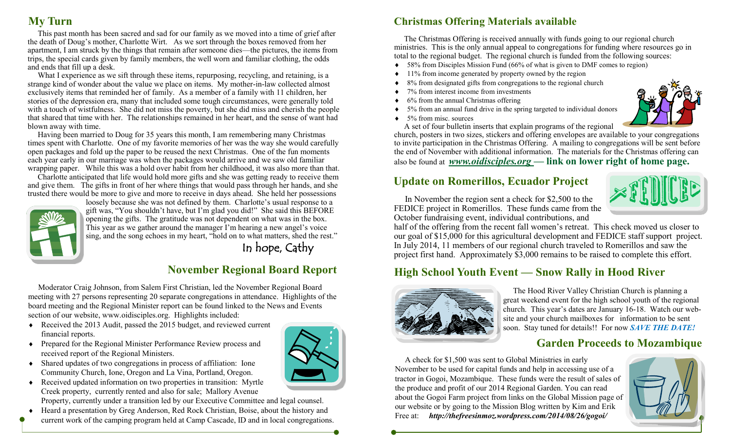## My Turn

This past month has been sacred and sad for our family as we moved into a time of grief after the death of Doug's mother, Charlotte Wirt. As we sort through the boxes removed from her apartment, I am struck by the things that remain after someone dies—the pictures, the items from trips, the special cards given by family members, the well worn and familiar clothing, the odds and ends that fill up a desk.

What I experience as we sift through these items, repurposing, recycling, and retaining, is a strange kind of wonder about the value we place on items. My mother-in-law collected almost exclusively items that reminded her of family. As a member of a family with 11 children, her stories of the depression era, many that included some tough circumstances, were generally told with a touch of wistfulness. She did not miss the poverty, but she did miss and cherish the people that shared that time with her. The relationships remained in her heart, and the sense of want had blown away with time.

Having been married to Doug for 35 years this month, I am remembering many Christmas times spent with Charlotte. One of my favorite memories of her was the way she would carefully open packages and fold up the paper to be reused the next Christmas. One of the fun moments each year early in our marriage was when the packages would arrive and we saw old familiar wrapping paper. While this was a hold over habit from her childhood, it was also more than that.

Charlotte anticipated that life would hold more gifts and she was getting ready to receive them and give them. The gifts in front of her where things that would pass through her hands, and she trusted there would be more to give and more to receive in days ahead. She held her possessions loosely because she was not defined by them. Charlotte's usual response to a gift was, "You shouldn't have, but I'm glad you did!" She said this BEFORE opening the gifts. The gratitude was not dependent on what was in the box. This year as we gather around the manager I'm hearing a new angel's voice sing, and the song echoes in my heart, "hold on to what matters, shed the rest."

In hope, Cathy

## November Regional Board Report

Moderator Craig Johnson, from Salem First Christian, led the November Regional Board meeting with 27 persons representing 20 separate congregations in attendance. Highlights of the board meeting and the Regional Minister report can be found linked to the News and Events section of our website, www.oidisciples.org. Highlights included:

- Received the 2013 Audit, passed the 2015 budget, and reviewed current financial reports.
- Prepared for the Regional Minister Performance Review process and received report of the Regional Ministers.
- Shared updates of two congregations in process of affiliation: Ione Community Church, Ione, Oregon and La Vina, Portland, Oregon.
- Received updated information on two properties in transition: Myrtle Creek property, currently rented and also for sale; Mallory Avenue Property, currently under a transition led by our Executive Committee and legal counsel.
- Heard a presentation by Greg Anderson, Red Rock Christian, Boise, about the history and current work of the camping program held at Camp Cascade, ID and in local congregations.

## Christmas Offering Materials available

The Christmas Offering is received annually with funds going to our regional church ministries. This is the only annual appeal to congregations for funding where resources go in total to the regional budget. The regional church is funded from the following sources:

- 58% from Disciples Mission Fund (66% of what is given to DMF comes to region)
- 11% from income generated by property owned by the region
- 8% from designated gifts from congregations to the regional church
- 7% from interest income from investments
- 6% from the annual Christmas offering
- 5% from an annual fund drive in the spring targeted to individual donors
- 5% from misc. sources

A set of four bulletin inserts that explain programs of the regional church, posters in two sizes, stickers and offering envelopes are available to your congregations to invite participation in the Christmas Offering. A mailing to congregations will be sent before the end of November with additional information. The materials for the Christmas offering can also be found at ***www.oidisciples.org*** **— link on lower right of home page.**

## Update on Romerillos, Ecuador Project

In November the region sent a check for $2,500 to the FEDICE project in Romerillos. These funds came from the October fundraising event, individual contributions, and half of the offering from the recent fall women's retreat. This check moved us closer to our goal of $15,000 for this agricultural development and FEDICE staff support project. In July 2014, 11 members of our regional church traveled to Romerillos and saw the project first hand. Approximately $3,000 remains to be raised to complete this effort.

## High School Youth Event — Snow Rally in Hood River

The Hood River Valley Christian Church is planning a great weekend event for the high school youth of the regional church. This year's dates are January 16-18. Watch our website and your church mailboxes for information to be sent soon. Stay tuned for details!! For now ***SAVE THE DATE!***

## Garden Proceeds to Mozambique

A check for $1,500 was sent to Global Ministries in early November to be used for capital funds and help in accessing use of a tractor in Gogoi, Mozambique. These funds were the result of sales of the produce and profit of our 2014 Regional Garden. You can read about the Gogoi Farm project from links on the Global Mission page of our website or by going to the Mission Blog written by Kim and Erik Free at: ***http://thefreesinmoz.wordpress.com/2014/08/26/gogoi/***